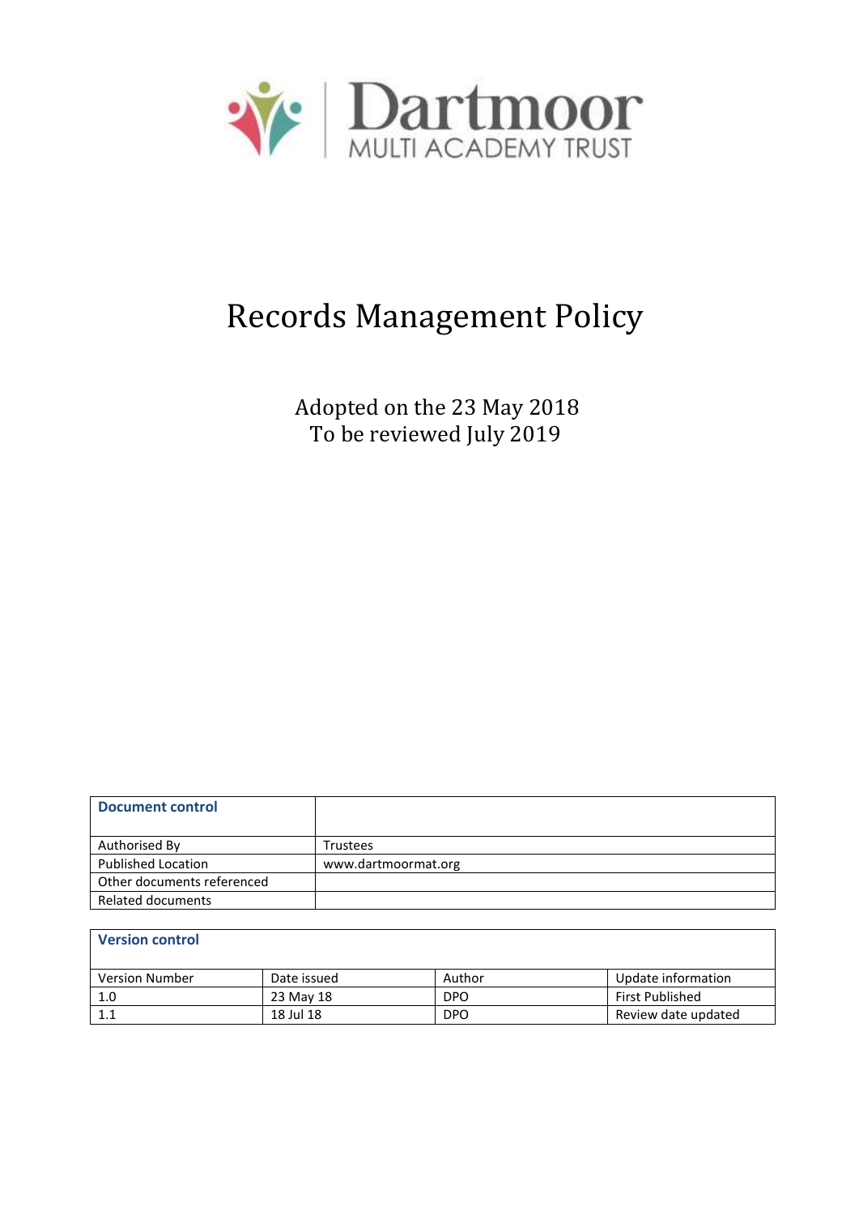Dartmoor MULTI ACADEMY TRUST

# Records Management Policy

Adopted on the 23 May 2018
To be reviewed July 2019

| **Document control** | |
|---|---|
| Authorised By | Trustees |
| Published Location | www.dartmoormat.org |
| Other documents referenced | |
| Related documents | |

| **Version control** | | | |
|---|---|---|---|
| Version Number | Date issued | Author | Update information |
| 1.0 | 23 May 18 | DPO | First Published |
| 1.1 | 18 Jul 18 | DPO | Review date updated |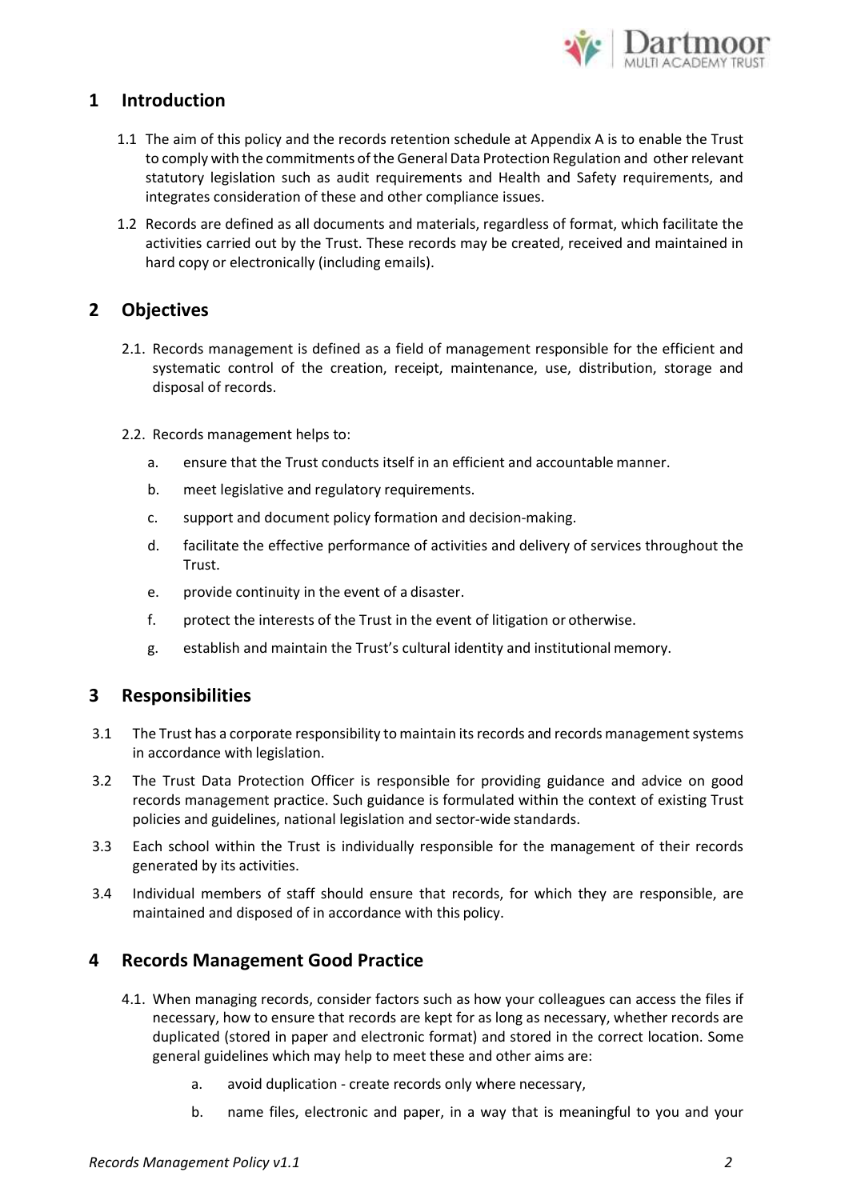## 1 Introduction

1.1 The aim of this policy and the records retention schedule at Appendix A is to enable the Trust to comply with the commitments of the General Data Protection Regulation and other relevant statutory legislation such as audit requirements and Health and Safety requirements, and integrates consideration of these and other compliance issues.

1.2 Records are defined as all documents and materials, regardless of format, which facilitate the activities carried out by the Trust. These records may be created, received and maintained in hard copy or electronically (including emails).

## 2 Objectives

2.1. Records management is defined as a field of management responsible for the efficient and systematic control of the creation, receipt, maintenance, use, distribution, storage and disposal of records.

2.2. Records management helps to:

a. ensure that the Trust conducts itself in an efficient and accountable manner.

b. meet legislative and regulatory requirements.

c. support and document policy formation and decision-making.

d. facilitate the effective performance of activities and delivery of services throughout the Trust.

e. provide continuity in the event of a disaster.

f. protect the interests of the Trust in the event of litigation or otherwise.

g. establish and maintain the Trust's cultural identity and institutional memory.

## 3 Responsibilities

3.1 The Trust has a corporate responsibility to maintain its records and records management systems in accordance with legislation.

3.2 The Trust Data Protection Officer is responsible for providing guidance and advice on good records management practice. Such guidance is formulated within the context of existing Trust policies and guidelines, national legislation and sector-wide standards.

3.3 Each school within the Trust is individually responsible for the management of their records generated by its activities.

3.4 Individual members of staff should ensure that records, for which they are responsible, are maintained and disposed of in accordance with this policy.

## 4 Records Management Good Practice

4.1. When managing records, consider factors such as how your colleagues can access the files if necessary, how to ensure that records are kept for as long as necessary, whether records are duplicated (stored in paper and electronic format) and stored in the correct location. Some general guidelines which may help to meet these and other aims are:

a. avoid duplication - create records only where necessary,

b. name files, electronic and paper, in a way that is meaningful to you and your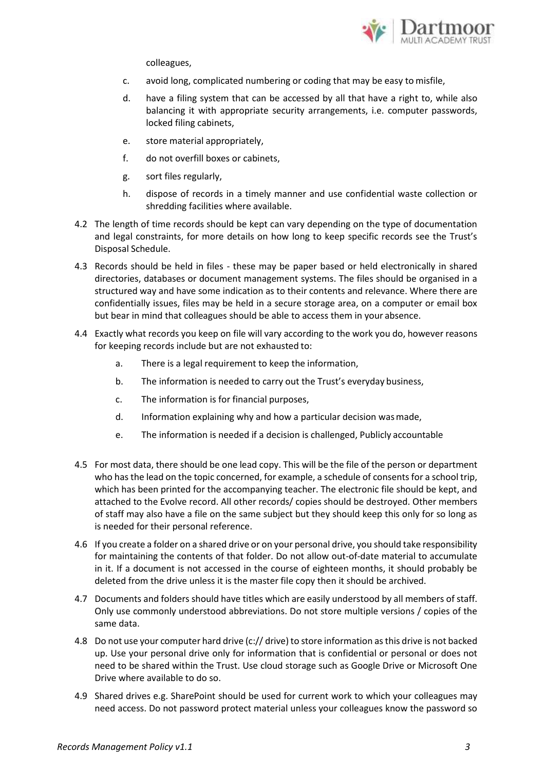colleagues,

c. avoid long, complicated numbering or coding that may be easy to misfile,

d. have a filing system that can be accessed by all that have a right to, while also balancing it with appropriate security arrangements, i.e. computer passwords, locked filing cabinets,

e. store material appropriately,

f. do not overfill boxes or cabinets,

g. sort files regularly,

h. dispose of records in a timely manner and use confidential waste collection or shredding facilities where available.

4.2 The length of time records should be kept can vary depending on the type of documentation and legal constraints, for more details on how long to keep specific records see the Trust's Disposal Schedule.

4.3 Records should be held in files - these may be paper based or held electronically in shared directories, databases or document management systems. The files should be organised in a structured way and have some indication as to their contents and relevance. Where there are confidentially issues, files may be held in a secure storage area, on a computer or email box but bear in mind that colleagues should be able to access them in your absence.

4.4 Exactly what records you keep on file will vary according to the work you do, however reasons for keeping records include but are not exhausted to:

a. There is a legal requirement to keep the information,

b. The information is needed to carry out the Trust's everyday business,

c. The information is for financial purposes,

d. Information explaining why and how a particular decision was made,

e. The information is needed if a decision is challenged, Publicly accountable

4.5 For most data, there should be one lead copy. This will be the file of the person or department who has the lead on the topic concerned, for example, a schedule of consents for a school trip, which has been printed for the accompanying teacher. The electronic file should be kept, and attached to the Evolve record. All other records/ copies should be destroyed. Other members of staff may also have a file on the same subject but they should keep this only for so long as is needed for their personal reference.

4.6 If you create a folder on a shared drive or on your personal drive, you should take responsibility for maintaining the contents of that folder. Do not allow out-of-date material to accumulate in it. If a document is not accessed in the course of eighteen months, it should probably be deleted from the drive unless it is the master file copy then it should be archived.

4.7 Documents and folders should have titles which are easily understood by all members of staff. Only use commonly understood abbreviations. Do not store multiple versions / copies of the same data.

4.8 Do not use your computer hard drive (c:// drive) to store information as this drive is not backed up. Use your personal drive only for information that is confidential or personal or does not need to be shared within the Trust. Use cloud storage such as Google Drive or Microsoft One Drive where available to do so.

4.9 Shared drives e.g. SharePoint should be used for current work to which your colleagues may need access. Do not password protect material unless your colleagues know the password so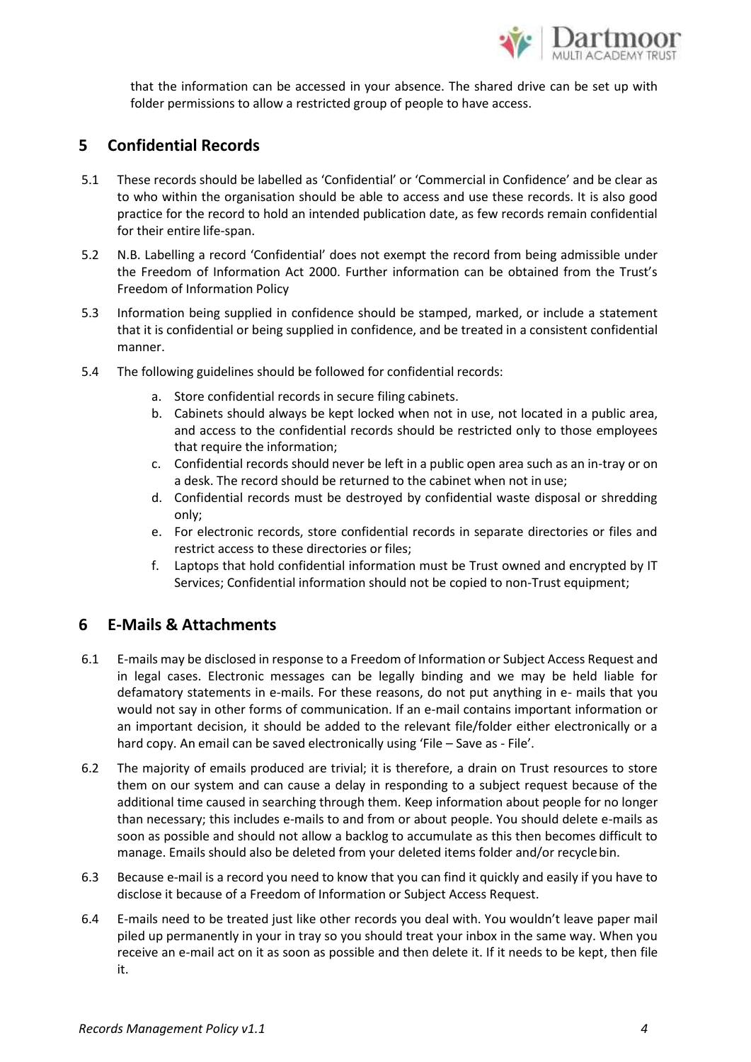that the information can be accessed in your absence. The shared drive can be set up with folder permissions to allow a restricted group of people to have access.

## 5 Confidential Records

5.1 These records should be labelled as 'Confidential' or 'Commercial in Confidence' and be clear as to who within the organisation should be able to access and use these records. It is also good practice for the record to hold an intended publication date, as few records remain confidential for their entire life-span.

5.2 N.B. Labelling a record 'Confidential' does not exempt the record from being admissible under the Freedom of Information Act 2000. Further information can be obtained from the Trust's Freedom of Information Policy

5.3 Information being supplied in confidence should be stamped, marked, or include a statement that it is confidential or being supplied in confidence, and be treated in a consistent confidential manner.

5.4 The following guidelines should be followed for confidential records:

a. Store confidential records in secure filing cabinets.
b. Cabinets should always be kept locked when not in use, not located in a public area, and access to the confidential records should be restricted only to those employees that require the information;
c. Confidential records should never be left in a public open area such as an in-tray or on a desk. The record should be returned to the cabinet when not in use;
d. Confidential records must be destroyed by confidential waste disposal or shredding only;
e. For electronic records, store confidential records in separate directories or files and restrict access to these directories or files;
f. Laptops that hold confidential information must be Trust owned and encrypted by IT Services; Confidential information should not be copied to non-Trust equipment;

## 6 E-Mails & Attachments

6.1 E-mails may be disclosed in response to a Freedom of Information or Subject Access Request and in legal cases. Electronic messages can be legally binding and we may be held liable for defamatory statements in e-mails. For these reasons, do not put anything in e- mails that you would not say in other forms of communication. If an e-mail contains important information or an important decision, it should be added to the relevant file/folder either electronically or a hard copy. An email can be saved electronically using 'File – Save as - File'.

6.2 The majority of emails produced are trivial; it is therefore, a drain on Trust resources to store them on our system and can cause a delay in responding to a subject request because of the additional time caused in searching through them. Keep information about people for no longer than necessary; this includes e-mails to and from or about people. You should delete e-mails as soon as possible and should not allow a backlog to accumulate as this then becomes difficult to manage. Emails should also be deleted from your deleted items folder and/or recycle bin.

6.3 Because e-mail is a record you need to know that you can find it quickly and easily if you have to disclose it because of a Freedom of Information or Subject Access Request.

6.4 E-mails need to be treated just like other records you deal with. You wouldn't leave paper mail piled up permanently in your in tray so you should treat your inbox in the same way. When you receive an e-mail act on it as soon as possible and then delete it. If it needs to be kept, then file it.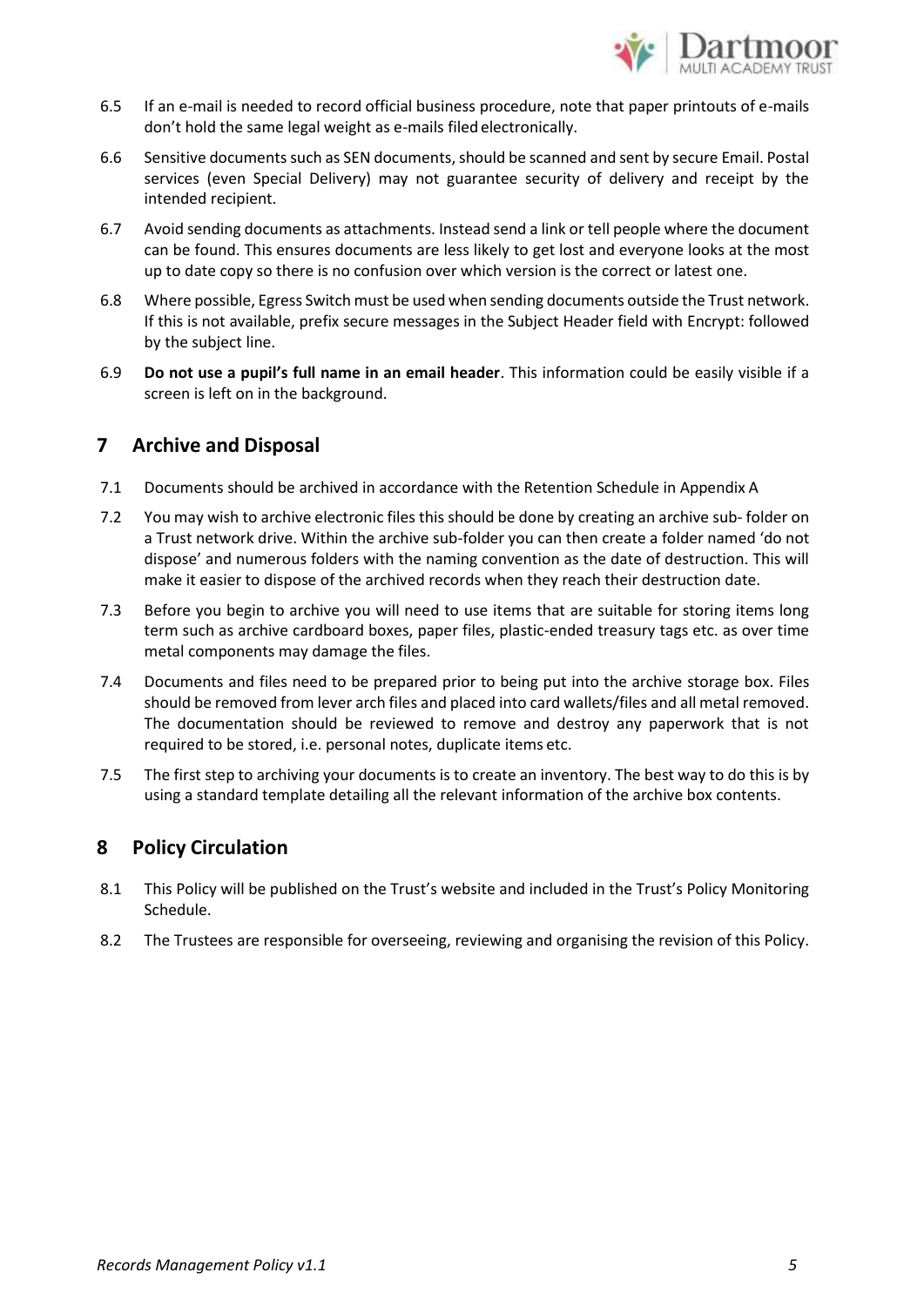6.5 If an e-mail is needed to record official business procedure, note that paper printouts of e-mails don't hold the same legal weight as e-mails filed electronically.

6.6 Sensitive documents such as SEN documents, should be scanned and sent by secure Email. Postal services (even Special Delivery) may not guarantee security of delivery and receipt by the intended recipient.

6.7 Avoid sending documents as attachments. Instead send a link or tell people where the document can be found. This ensures documents are less likely to get lost and everyone looks at the most up to date copy so there is no confusion over which version is the correct or latest one.

6.8 Where possible, Egress Switch must be used when sending documents outside the Trust network. If this is not available, prefix secure messages in the Subject Header field with Encrypt: followed by the subject line.

6.9 **Do not use a pupil's full name in an email header**. This information could be easily visible if a screen is left on in the background.

## 7 Archive and Disposal

7.1 Documents should be archived in accordance with the Retention Schedule in Appendix A

7.2 You may wish to archive electronic files this should be done by creating an archive sub- folder on a Trust network drive. Within the archive sub-folder you can then create a folder named 'do not dispose' and numerous folders with the naming convention as the date of destruction. This will make it easier to dispose of the archived records when they reach their destruction date.

7.3 Before you begin to archive you will need to use items that are suitable for storing items long term such as archive cardboard boxes, paper files, plastic-ended treasury tags etc. as over time metal components may damage the files.

7.4 Documents and files need to be prepared prior to being put into the archive storage box. Files should be removed from lever arch files and placed into card wallets/files and all metal removed. The documentation should be reviewed to remove and destroy any paperwork that is not required to be stored, i.e. personal notes, duplicate items etc.

7.5 The first step to archiving your documents is to create an inventory. The best way to do this is by using a standard template detailing all the relevant information of the archive box contents.

## 8 Policy Circulation

8.1 This Policy will be published on the Trust's website and included in the Trust's Policy Monitoring Schedule.

8.2 The Trustees are responsible for overseeing, reviewing and organising the revision of this Policy.